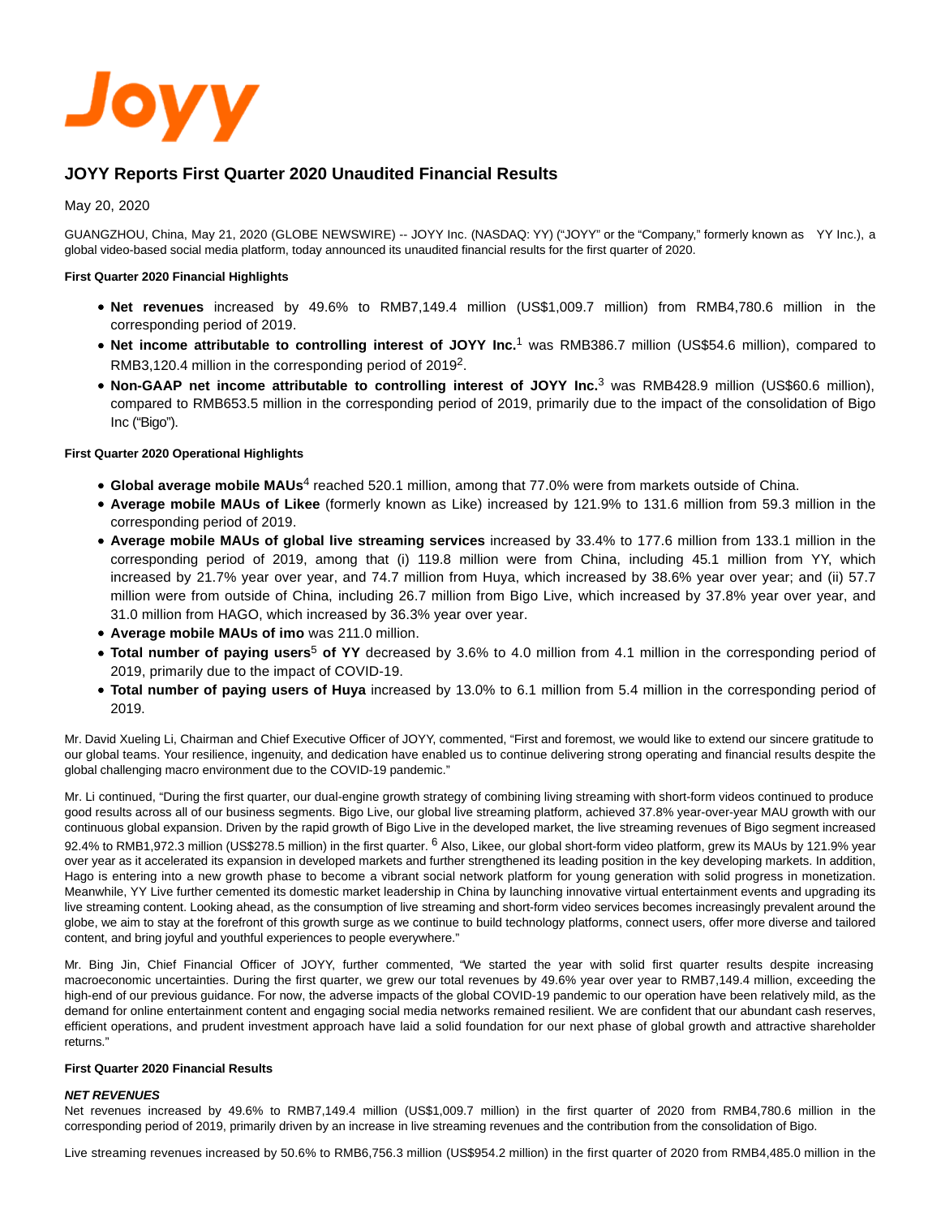Joyy

# JOYY Reports First Quarter 2020 Unaudited Financial Results

May 20, 2020

GUANGZHOU, China, May 21, 2020 (GLOBE NEWSWIRE) -- JOYY Inc. (NASDAQ: YY) ("JOYY" or the "Company," formerly known as YY Inc.), a global video-based social media platform, today announced its unaudited financial results for the first quarter of 2020.

**First Quarter 2020 Financial Highlights**

- **Net revenues** increased by 49.6% to RMB7,149.4 million (US$1,009.7 million) from RMB4,780.6 million in the corresponding period of 2019.
- **Net income attributable to controlling interest of JOYY Inc.**[1] was RMB386.7 million (US$54.6 million), compared to RMB3,120.4 million in the corresponding period of 2019[2].
- **Non-GAAP net income attributable to controlling interest of JOYY Inc.**[3] was RMB428.9 million (US$60.6 million), compared to RMB653.5 million in the corresponding period of 2019, primarily due to the impact of the consolidation of Bigo Inc ("Bigo").

**First Quarter 2020 Operational Highlights**

- **Global average mobile MAUs**[4] reached 520.1 million, among that 77.0% were from markets outside of China.
- **Average mobile MAUs of Likee** (formerly known as Like) increased by 121.9% to 131.6 million from 59.3 million in the corresponding period of 2019.
- **Average mobile MAUs of global live streaming services** increased by 33.4% to 177.6 million from 133.1 million in the corresponding period of 2019, among that (i) 119.8 million were from China, including 45.1 million from YY, which increased by 21.7% year over year, and 74.7 million from Huya, which increased by 38.6% year over year; and (ii) 57.7 million were from outside of China, including 26.7 million from Bigo Live, which increased by 37.8% year over year, and 31.0 million from HAGO, which increased by 36.3% year over year.
- **Average mobile MAUs of imo** was 211.0 million.
- **Total number of paying users**[5] **of YY** decreased by 3.6% to 4.0 million from 4.1 million in the corresponding period of 2019, primarily due to the impact of COVID-19.
- **Total number of paying users of Huya** increased by 13.0% to 6.1 million from 5.4 million in the corresponding period of 2019.

Mr. David Xueling Li, Chairman and Chief Executive Officer of JOYY, commented, "First and foremost, we would like to extend our sincere gratitude to our global teams. Your resilience, ingenuity, and dedication have enabled us to continue delivering strong operating and financial results despite the global challenging macro environment due to the COVID-19 pandemic."

Mr. Li continued, "During the first quarter, our dual-engine growth strategy of combining living streaming with short-form videos continued to produce good results across all of our business segments. Bigo Live, our global live streaming platform, achieved 37.8% year-over-year MAU growth with our continuous global expansion. Driven by the rapid growth of Bigo Live in the developed market, the live streaming revenues of Bigo segment increased 92.4% to RMB1,972.3 million (US$278.5 million) in the first quarter. [6] Also, Likee, our global short-form video platform, grew its MAUs by 121.9% year over year as it accelerated its expansion in developed markets and further strengthened its leading position in the key developing markets. In addition, Hago is entering into a new growth phase to become a vibrant social network platform for young generation with solid progress in monetization. Meanwhile, YY Live further cemented its domestic market leadership in China by launching innovative virtual entertainment events and upgrading its live streaming content. Looking ahead, as the consumption of live streaming and short-form video services becomes increasingly prevalent around the globe, we aim to stay at the forefront of this growth surge as we continue to build technology platforms, connect users, offer more diverse and tailored content, and bring joyful and youthful experiences to people everywhere."

Mr. Bing Jin, Chief Financial Officer of JOYY, further commented, "We started the year with solid first quarter results despite increasing macroeconomic uncertainties. During the first quarter, we grew our total revenues by 49.6% year over year to RMB7,149.4 million, exceeding the high-end of our previous guidance. For now, the adverse impacts of the global COVID-19 pandemic to our operation have been relatively mild, as the demand for online entertainment content and engaging social media networks remained resilient. We are confident that our abundant cash reserves, efficient operations, and prudent investment approach have laid a solid foundation for our next phase of global growth and attractive shareholder returns."

**First Quarter 2020 Financial Results**

***NET REVENUES***

Net revenues increased by 49.6% to RMB7,149.4 million (US$1,009.7 million) in the first quarter of 2020 from RMB4,780.6 million in the corresponding period of 2019, primarily driven by an increase in live streaming revenues and the contribution from the consolidation of Bigo.

Live streaming revenues increased by 50.6% to RMB6,756.3 million (US$954.2 million) in the first quarter of 2020 from RMB4,485.0 million in the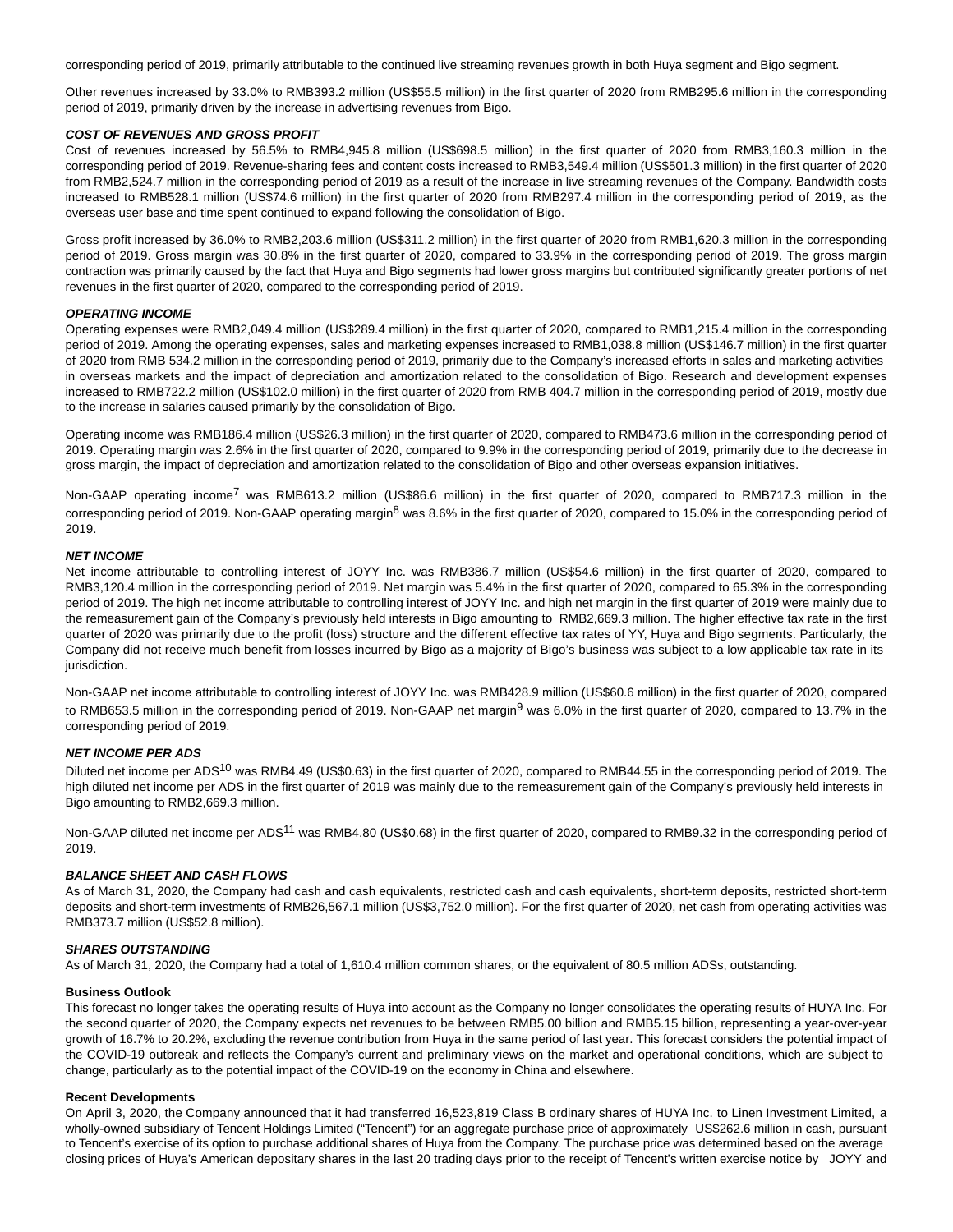corresponding period of 2019, primarily attributable to the continued live streaming revenues growth in both Huya segment and Bigo segment.

Other revenues increased by 33.0% to RMB393.2 million (US$55.5 million) in the first quarter of 2020 from RMB295.6 million in the corresponding period of 2019, primarily driven by the increase in advertising revenues from Bigo.

***COST OF REVENUES AND GROSS PROFIT***

Cost of revenues increased by 56.5% to RMB4,945.8 million (US$698.5 million) in the first quarter of 2020 from RMB3,160.3 million in the corresponding period of 2019. Revenue-sharing fees and content costs increased to RMB3,549.4 million (US$501.3 million) in the first quarter of 2020 from RMB2,524.7 million in the corresponding period of 2019 as a result of the increase in live streaming revenues of the Company. Bandwidth costs increased to RMB528.1 million (US$74.6 million) in the first quarter of 2020 from RMB297.4 million in the corresponding period of 2019, as the overseas user base and time spent continued to expand following the consolidation of Bigo.

Gross profit increased by 36.0% to RMB2,203.6 million (US$311.2 million) in the first quarter of 2020 from RMB1,620.3 million in the corresponding period of 2019. Gross margin was 30.8% in the first quarter of 2020, compared to 33.9% in the corresponding period of 2019. The gross margin contraction was primarily caused by the fact that Huya and Bigo segments had lower gross margins but contributed significantly greater portions of net revenues in the first quarter of 2020, compared to the corresponding period of 2019.

***OPERATING INCOME***

Operating expenses were RMB2,049.4 million (US$289.4 million) in the first quarter of 2020, compared to RMB1,215.4 million in the corresponding period of 2019. Among the operating expenses, sales and marketing expenses increased to RMB1,038.8 million (US$146.7 million) in the first quarter of 2020 from RMB 534.2 million in the corresponding period of 2019, primarily due to the Company's increased efforts in sales and marketing activities in overseas markets and the impact of depreciation and amortization related to the consolidation of Bigo. Research and development expenses increased to RMB722.2 million (US$102.0 million) in the first quarter of 2020 from RMB 404.7 million in the corresponding period of 2019, mostly due to the increase in salaries caused primarily by the consolidation of Bigo.

Operating income was RMB186.4 million (US$26.3 million) in the first quarter of 2020, compared to RMB473.6 million in the corresponding period of 2019. Operating margin was 2.6% in the first quarter of 2020, compared to 9.9% in the corresponding period of 2019, primarily due to the decrease in gross margin, the impact of depreciation and amortization related to the consolidation of Bigo and other overseas expansion initiatives.

Non-GAAP operating income[7] was RMB613.2 million (US$86.6 million) in the first quarter of 2020, compared to RMB717.3 million in the corresponding period of 2019. Non-GAAP operating margin[8] was 8.6% in the first quarter of 2020, compared to 15.0% in the corresponding period of 2019.

***NET INCOME***

Net income attributable to controlling interest of JOYY Inc. was RMB386.7 million (US$54.6 million) in the first quarter of 2020, compared to RMB3,120.4 million in the corresponding period of 2019. Net margin was 5.4% in the first quarter of 2020, compared to 65.3% in the corresponding period of 2019. The high net income attributable to controlling interest of JOYY Inc. and high net margin in the first quarter of 2019 were mainly due to the remeasurement gain of the Company's previously held interests in Bigo amounting to RMB2,669.3 million. The higher effective tax rate in the first quarter of 2020 was primarily due to the profit (loss) structure and the different effective tax rates of YY, Huya and Bigo segments. Particularly, the Company did not receive much benefit from losses incurred by Bigo as a majority of Bigo's business was subject to a low applicable tax rate in its jurisdiction.

Non-GAAP net income attributable to controlling interest of JOYY Inc. was RMB428.9 million (US$60.6 million) in the first quarter of 2020, compared to RMB653.5 million in the corresponding period of 2019. Non-GAAP net margin[9] was 6.0% in the first quarter of 2020, compared to 13.7% in the corresponding period of 2019.

***NET INCOME PER ADS***

Diluted net income per ADS[10] was RMB4.49 (US$0.63) in the first quarter of 2020, compared to RMB44.55 in the corresponding period of 2019. The high diluted net income per ADS in the first quarter of 2019 was mainly due to the remeasurement gain of the Company's previously held interests in Bigo amounting to RMB2,669.3 million.

Non-GAAP diluted net income per ADS[11] was RMB4.80 (US$0.68) in the first quarter of 2020, compared to RMB9.32 in the corresponding period of 2019.

***BALANCE SHEET AND CASH FLOWS***

As of March 31, 2020, the Company had cash and cash equivalents, restricted cash and cash equivalents, short-term deposits, restricted short-term deposits and short-term investments of RMB26,567.1 million (US$3,752.0 million). For the first quarter of 2020, net cash from operating activities was RMB373.7 million (US$52.8 million).

***SHARES OUTSTANDING***

As of March 31, 2020, the Company had a total of 1,610.4 million common shares, or the equivalent of 80.5 million ADSs, outstanding.

**Business Outlook**

This forecast no longer takes the operating results of Huya into account as the Company no longer consolidates the operating results of HUYA Inc. For the second quarter of 2020, the Company expects net revenues to be between RMB5.00 billion and RMB5.15 billion, representing a year-over-year growth of 16.7% to 20.2%, excluding the revenue contribution from Huya in the same period of last year. This forecast considers the potential impact of the COVID-19 outbreak and reflects the Company's current and preliminary views on the market and operational conditions, which are subject to change, particularly as to the potential impact of the COVID-19 on the economy in China and elsewhere.

**Recent Developments**

On April 3, 2020, the Company announced that it had transferred 16,523,819 Class B ordinary shares of HUYA Inc. to Linen Investment Limited, a wholly-owned subsidiary of Tencent Holdings Limited ("Tencent") for an aggregate purchase price of approximately US$262.6 million in cash, pursuant to Tencent's exercise of its option to purchase additional shares of Huya from the Company. The purchase price was determined based on the average closing prices of Huya's American depositary shares in the last 20 trading days prior to the receipt of Tencent's written exercise notice by JOYY and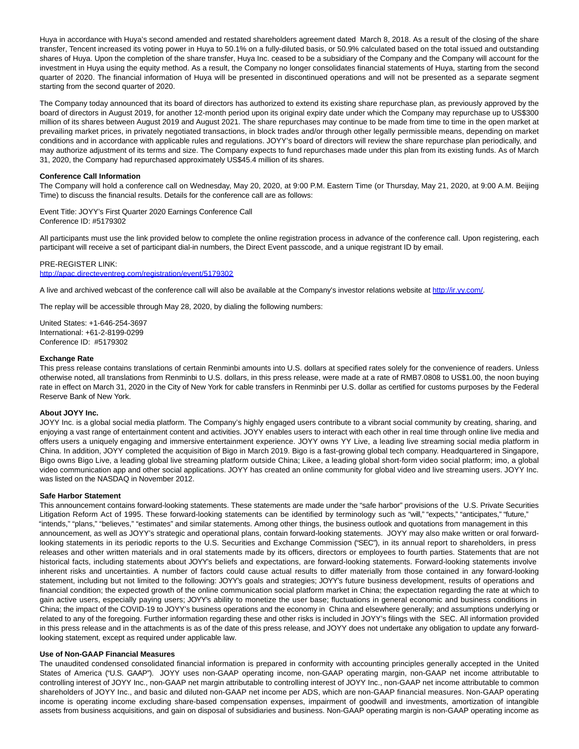Huya in accordance with Huya's second amended and restated shareholders agreement dated March 8, 2018. As a result of the closing of the share transfer, Tencent increased its voting power in Huya to 50.1% on a fully-diluted basis, or 50.9% calculated based on the total issued and outstanding shares of Huya. Upon the completion of the share transfer, Huya Inc. ceased to be a subsidiary of the Company and the Company will account for the investment in Huya using the equity method. As a result, the Company no longer consolidates financial statements of Huya, starting from the second quarter of 2020. The financial information of Huya will be presented in discontinued operations and will not be presented as a separate segment starting from the second quarter of 2020.

The Company today announced that its board of directors has authorized to extend its existing share repurchase plan, as previously approved by the board of directors in August 2019, for another 12-month period upon its original expiry date under which the Company may repurchase up to US$300 million of its shares between August 2019 and August 2021. The share repurchases may continue to be made from time to time in the open market at prevailing market prices, in privately negotiated transactions, in block trades and/or through other legally permissible means, depending on market conditions and in accordance with applicable rules and regulations. JOYY's board of directors will review the share repurchase plan periodically, and may authorize adjustment of its terms and size. The Company expects to fund repurchases made under this plan from its existing funds. As of March 31, 2020, the Company had repurchased approximately US$45.4 million of its shares.

**Conference Call Information**

The Company will hold a conference call on Wednesday, May 20, 2020, at 9:00 P.M. Eastern Time (or Thursday, May 21, 2020, at 9:00 A.M. Beijing Time) to discuss the financial results. Details for the conference call are as follows:

Event Title: JOYY's First Quarter 2020 Earnings Conference Call
Conference ID: #5179302

All participants must use the link provided below to complete the online registration process in advance of the conference call. Upon registering, each participant will receive a set of participant dial-in numbers, the Direct Event passcode, and a unique registrant ID by email.

PRE-REGISTER LINK:
http://apac.directeventreg.com/registration/event/5179302

A live and archived webcast of the conference call will also be available at the Company's investor relations website at http://ir.yy.com/.

The replay will be accessible through May 28, 2020, by dialing the following numbers:

United States: +1-646-254-3697
International: +61-2-8199-0299
Conference ID: #5179302

**Exchange Rate**

This press release contains translations of certain Renminbi amounts into U.S. dollars at specified rates solely for the convenience of readers. Unless otherwise noted, all translations from Renminbi to U.S. dollars, in this press release, were made at a rate of RMB7.0808 to US$1.00, the noon buying rate in effect on March 31, 2020 in the City of New York for cable transfers in Renminbi per U.S. dollar as certified for customs purposes by the Federal Reserve Bank of New York.

**About JOYY Inc.**

JOYY Inc. is a global social media platform. The Company's highly engaged users contribute to a vibrant social community by creating, sharing, and enjoying a vast range of entertainment content and activities. JOYY enables users to interact with each other in real time through online live media and offers users a uniquely engaging and immersive entertainment experience. JOYY owns YY Live, a leading live streaming social media platform in China. In addition, JOYY completed the acquisition of Bigo in March 2019. Bigo is a fast-growing global tech company. Headquartered in Singapore, Bigo owns Bigo Live, a leading global live streaming platform outside China; Likee, a leading global short-form video social platform; imo, a global video communication app and other social applications. JOYY has created an online community for global video and live streaming users. JOYY Inc. was listed on the NASDAQ in November 2012.

**Safe Harbor Statement**

This announcement contains forward-looking statements. These statements are made under the "safe harbor" provisions of the U.S. Private Securities Litigation Reform Act of 1995. These forward-looking statements can be identified by terminology such as "will," "expects," "anticipates," "future," "intends," "plans," "believes," "estimates" and similar statements. Among other things, the business outlook and quotations from management in this announcement, as well as JOYY's strategic and operational plans, contain forward-looking statements. JOYY may also make written or oral forward-looking statements in its periodic reports to the U.S. Securities and Exchange Commission ("SEC"), in its annual report to shareholders, in press releases and other written materials and in oral statements made by its officers, directors or employees to fourth parties. Statements that are not historical facts, including statements about JOYY's beliefs and expectations, are forward-looking statements. Forward-looking statements involve inherent risks and uncertainties. A number of factors could cause actual results to differ materially from those contained in any forward-looking statement, including but not limited to the following: JOYY's goals and strategies; JOYY's future business development, results of operations and financial condition; the expected growth of the online communication social platform market in China; the expectation regarding the rate at which to gain active users, especially paying users; JOYY's ability to monetize the user base; fluctuations in general economic and business conditions in China; the impact of the COVID-19 to JOYY's business operations and the economy in China and elsewhere generally; and assumptions underlying or related to any of the foregoing. Further information regarding these and other risks is included in JOYY's filings with the SEC. All information provided in this press release and in the attachments is as of the date of this press release, and JOYY does not undertake any obligation to update any forward-looking statement, except as required under applicable law.

**Use of Non-GAAP Financial Measures**

The unaudited condensed consolidated financial information is prepared in conformity with accounting principles generally accepted in the United States of America ("U.S. GAAP"). JOYY uses non-GAAP operating income, non-GAAP operating margin, non-GAAP net income attributable to controlling interest of JOYY Inc., non-GAAP net margin attributable to controlling interest of JOYY Inc., non-GAAP net income attributable to common shareholders of JOYY Inc., and basic and diluted non-GAAP net income per ADS, which are non-GAAP financial measures. Non-GAAP operating income is operating income excluding share-based compensation expenses, impairment of goodwill and investments, amortization of intangible assets from business acquisitions, and gain on disposal of subsidiaries and business. Non-GAAP operating margin is non-GAAP operating income as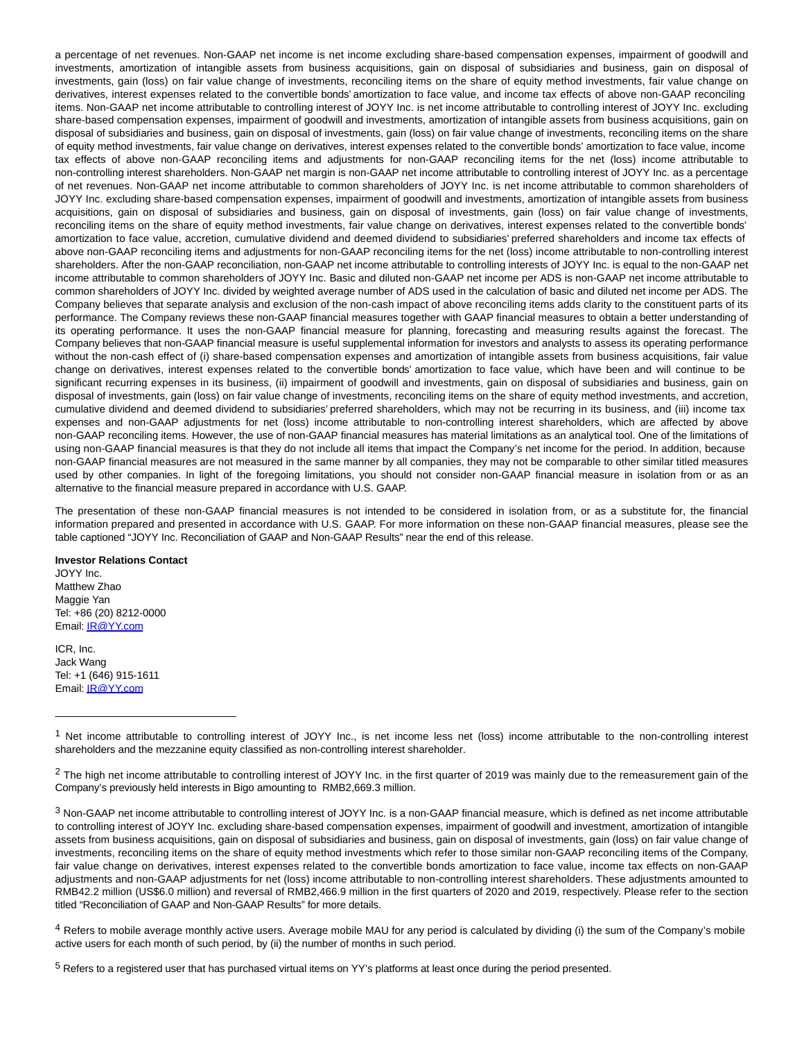a percentage of net revenues. Non-GAAP net income is net income excluding share-based compensation expenses, impairment of goodwill and investments, amortization of intangible assets from business acquisitions, gain on disposal of subsidiaries and business, gain on disposal of investments, gain (loss) on fair value change of investments, reconciling items on the share of equity method investments, fair value change on derivatives, interest expenses related to the convertible bonds' amortization to face value, and income tax effects of above non-GAAP reconciling items. Non-GAAP net income attributable to controlling interest of JOYY Inc. is net income attributable to controlling interest of JOYY Inc. excluding share-based compensation expenses, impairment of goodwill and investments, amortization of intangible assets from business acquisitions, gain on disposal of subsidiaries and business, gain on disposal of investments, gain (loss) on fair value change of investments, reconciling items on the share of equity method investments, fair value change on derivatives, interest expenses related to the convertible bonds' amortization to face value, income tax effects of above non-GAAP reconciling items and adjustments for non-GAAP reconciling items for the net (loss) income attributable to non-controlling interest shareholders. Non-GAAP net margin is non-GAAP net income attributable to controlling interest of JOYY Inc. as a percentage of net revenues. Non-GAAP net income attributable to common shareholders of JOYY Inc. is net income attributable to common shareholders of JOYY Inc. excluding share-based compensation expenses, impairment of goodwill and investments, amortization of intangible assets from business acquisitions, gain on disposal of subsidiaries and business, gain on disposal of investments, gain (loss) on fair value change of investments, reconciling items on the share of equity method investments, fair value change on derivatives, interest expenses related to the convertible bonds' amortization to face value, accretion, cumulative dividend and deemed dividend to subsidiaries' preferred shareholders and income tax effects of above non-GAAP reconciling items and adjustments for non-GAAP reconciling items for the net (loss) income attributable to non-controlling interest shareholders. After the non-GAAP reconciliation, non-GAAP net income attributable to controlling interests of JOYY Inc. is equal to the non-GAAP net income attributable to common shareholders of JOYY Inc. Basic and diluted non-GAAP net income per ADS is non-GAAP net income attributable to common shareholders of JOYY Inc. divided by weighted average number of ADS used in the calculation of basic and diluted net income per ADS. The Company believes that separate analysis and exclusion of the non-cash impact of above reconciling items adds clarity to the constituent parts of its performance. The Company reviews these non-GAAP financial measures together with GAAP financial measures to obtain a better understanding of its operating performance. It uses the non-GAAP financial measure for planning, forecasting and measuring results against the forecast. The Company believes that non-GAAP financial measure is useful supplemental information for investors and analysts to assess its operating performance without the non-cash effect of (i) share-based compensation expenses and amortization of intangible assets from business acquisitions, fair value change on derivatives, interest expenses related to the convertible bonds' amortization to face value, which have been and will continue to be significant recurring expenses in its business, (ii) impairment of goodwill and investments, gain on disposal of subsidiaries and business, gain on disposal of investments, gain (loss) on fair value change of investments, reconciling items on the share of equity method investments, and accretion, cumulative dividend and deemed dividend to subsidiaries' preferred shareholders, which may not be recurring in its business, and (iii) income tax expenses and non-GAAP adjustments for net (loss) income attributable to non-controlling interest shareholders, which are affected by above non-GAAP reconciling items. However, the use of non-GAAP financial measures has material limitations as an analytical tool. One of the limitations of using non-GAAP financial measures is that they do not include all items that impact the Company's net income for the period. In addition, because non-GAAP financial measures are not measured in the same manner by all companies, they may not be comparable to other similar titled measures used by other companies. In light of the foregoing limitations, you should not consider non-GAAP financial measure in isolation from or as an alternative to the financial measure prepared in accordance with U.S. GAAP.

The presentation of these non-GAAP financial measures is not intended to be considered in isolation from, or as a substitute for, the financial information prepared and presented in accordance with U.S. GAAP. For more information on these non-GAAP financial measures, please see the table captioned "JOYY Inc. Reconciliation of GAAP and Non-GAAP Results" near the end of this release.

**Investor Relations Contact**

JOYY Inc.
Matthew Zhao
Maggie Yan
Tel: +86 (20) 8212-0000
Email: IR@YY.com

ICR, Inc.
Jack Wang
Tel: +1 (646) 915-1611
Email: IR@YY.com

---

[1] Net income attributable to controlling interest of JOYY Inc., is net income less net (loss) income attributable to the non-controlling interest shareholders and the mezzanine equity classified as non-controlling interest shareholder.

[2] The high net income attributable to controlling interest of JOYY Inc. in the first quarter of 2019 was mainly due to the remeasurement gain of the Company's previously held interests in Bigo amounting to RMB2,669.3 million.

[3] Non-GAAP net income attributable to controlling interest of JOYY Inc. is a non-GAAP financial measure, which is defined as net income attributable to controlling interest of JOYY Inc. excluding share-based compensation expenses, impairment of goodwill and investment, amortization of intangible assets from business acquisitions, gain on disposal of subsidiaries and business, gain on disposal of investments, gain (loss) on fair value change of investments, reconciling items on the share of equity method investments which refer to those similar non-GAAP reconciling items of the Company, fair value change on derivatives, interest expenses related to the convertible bonds amortization to face value, income tax effects on non-GAAP adjustments and non-GAAP adjustments for net (loss) income attributable to non-controlling interest shareholders. These adjustments amounted to RMB42.2 million (US$6.0 million) and reversal of RMB2,466.9 million in the first quarters of 2020 and 2019, respectively. Please refer to the section titled "Reconciliation of GAAP and Non-GAAP Results" for more details.

[4] Refers to mobile average monthly active users. Average mobile MAU for any period is calculated by dividing (i) the sum of the Company's mobile active users for each month of such period, by (ii) the number of months in such period.

[5] Refers to a registered user that has purchased virtual items on YY's platforms at least once during the period presented.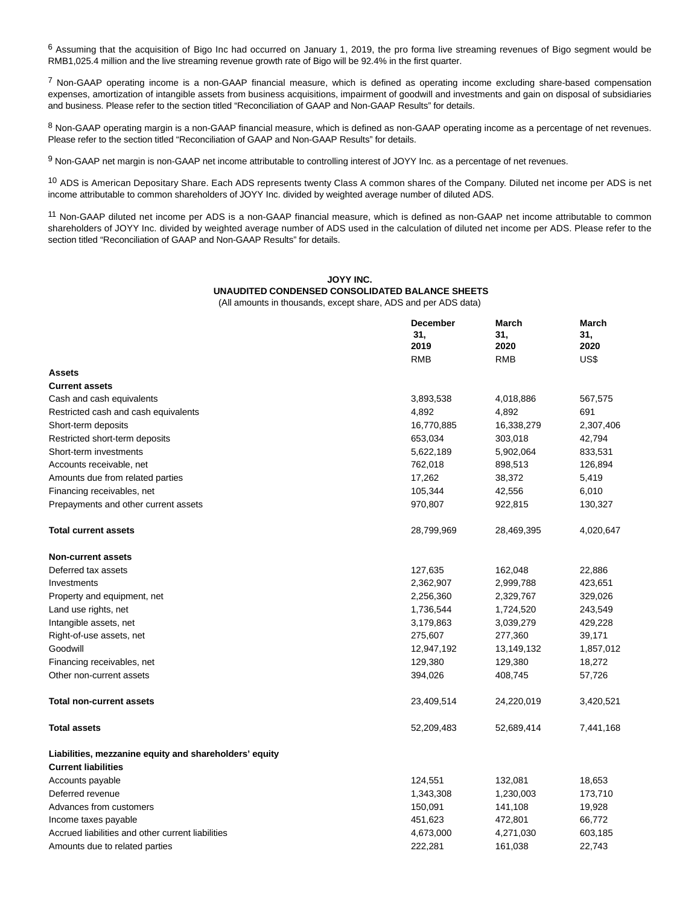[6] Assuming that the acquisition of Bigo Inc had occurred on January 1, 2019, the pro forma live streaming revenues of Bigo segment would be RMB1,025.4 million and the live streaming revenue growth rate of Bigo will be 92.4% in the first quarter.

[7] Non-GAAP operating income is a non-GAAP financial measure, which is defined as operating income excluding share-based compensation expenses, amortization of intangible assets from business acquisitions, impairment of goodwill and investments and gain on disposal of subsidiaries and business. Please refer to the section titled "Reconciliation of GAAP and Non-GAAP Results" for details.

[8] Non-GAAP operating margin is a non-GAAP financial measure, which is defined as non-GAAP operating income as a percentage of net revenues. Please refer to the section titled "Reconciliation of GAAP and Non-GAAP Results" for details.

[9] Non-GAAP net margin is non-GAAP net income attributable to controlling interest of JOYY Inc. as a percentage of net revenues.

[10] ADS is American Depositary Share. Each ADS represents twenty Class A common shares of the Company. Diluted net income per ADS is net income attributable to common shareholders of JOYY Inc. divided by weighted average number of diluted ADS.

[11] Non-GAAP diluted net income per ADS is a non-GAAP financial measure, which is defined as non-GAAP net income attributable to common shareholders of JOYY Inc. divided by weighted average number of ADS used in the calculation of diluted net income per ADS. Please refer to the section titled "Reconciliation of GAAP and Non-GAAP Results" for details.

**JOYY INC.**
**UNAUDITED CONDENSED CONSOLIDATED BALANCE SHEETS**
(All amounts in thousands, except share, ADS and per ADS data)

| | December 31, 2019 | March 31, 2020 | March 31, 2020 |
|---|---|---|---|
| | RMB | RMB | US$ |
| **Assets** | | | |
| **Current assets** | | | |
| Cash and cash equivalents | 3,893,538 | 4,018,886 | 567,575 |
| Restricted cash and cash equivalents | 4,892 | 4,892 | 691 |
| Short-term deposits | 16,770,885 | 16,338,279 | 2,307,406 |
| Restricted short-term deposits | 653,034 | 303,018 | 42,794 |
| Short-term investments | 5,622,189 | 5,902,064 | 833,531 |
| Accounts receivable, net | 762,018 | 898,513 | 126,894 |
| Amounts due from related parties | 17,262 | 38,372 | 5,419 |
| Financing receivables, net | 105,344 | 42,556 | 6,010 |
| Prepayments and other current assets | 970,807 | 922,815 | 130,327 |
| **Total current assets** | 28,799,969 | 28,469,395 | 4,020,647 |
| **Non-current assets** | | | |
| Deferred tax assets | 127,635 | 162,048 | 22,886 |
| Investments | 2,362,907 | 2,999,788 | 423,651 |
| Property and equipment, net | 2,256,360 | 2,329,767 | 329,026 |
| Land use rights, net | 1,736,544 | 1,724,520 | 243,549 |
| Intangible assets, net | 3,179,863 | 3,039,279 | 429,228 |
| Right-of-use assets, net | 275,607 | 277,360 | 39,171 |
| Goodwill | 12,947,192 | 13,149,132 | 1,857,012 |
| Financing receivables, net | 129,380 | 129,380 | 18,272 |
| Other non-current assets | 394,026 | 408,745 | 57,726 |
| **Total non-current assets** | 23,409,514 | 24,220,019 | 3,420,521 |
| **Total assets** | 52,209,483 | 52,689,414 | 7,441,168 |
| **Liabilities, mezzanine equity and shareholders' equity** | | | |
| **Current liabilities** | | | |
| Accounts payable | 124,551 | 132,081 | 18,653 |
| Deferred revenue | 1,343,308 | 1,230,003 | 173,710 |
| Advances from customers | 150,091 | 141,108 | 19,928 |
| Income taxes payable | 451,623 | 472,801 | 66,772 |
| Accrued liabilities and other current liabilities | 4,673,000 | 4,271,030 | 603,185 |
| Amounts due to related parties | 222,281 | 161,038 | 22,743 |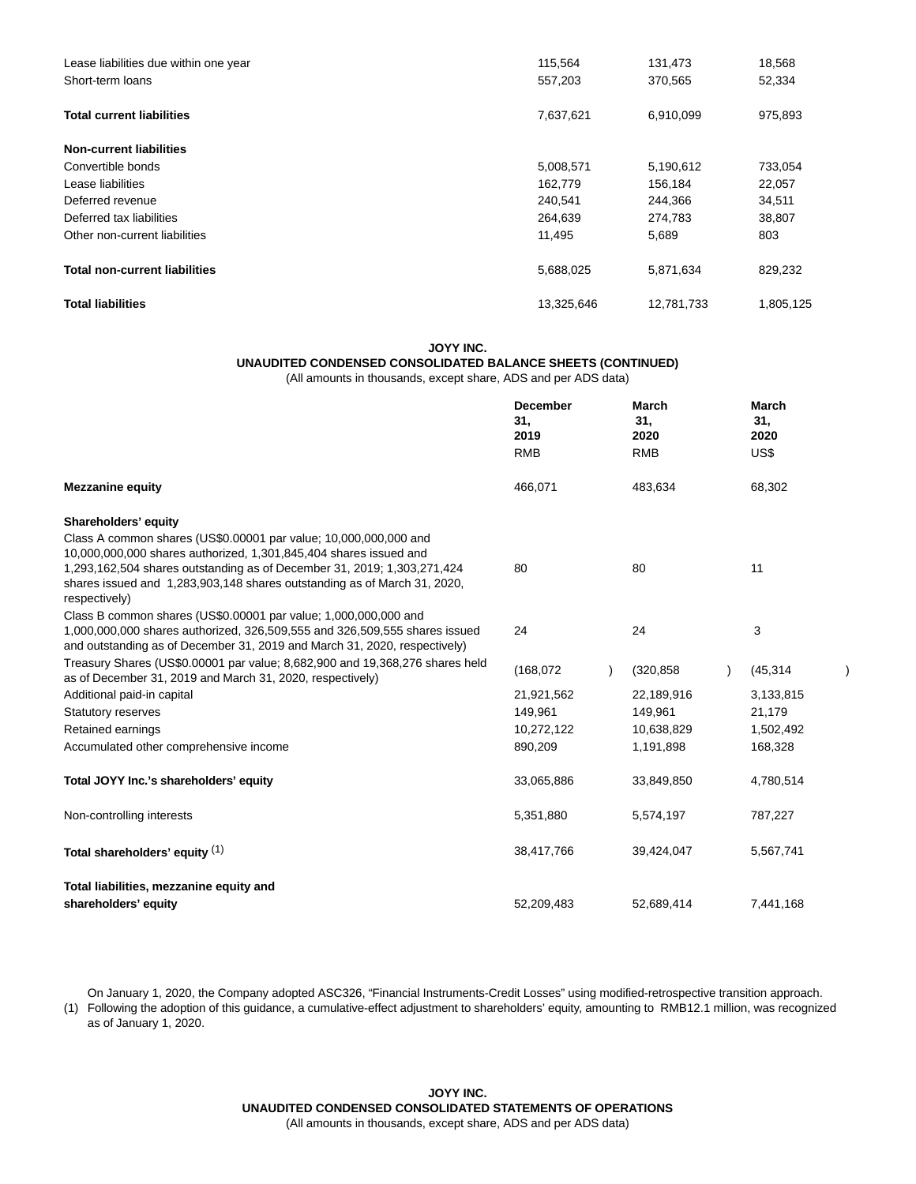| | | | |
|---|---|---|---|
| Lease liabilities due within one year | 115,564 | 131,473 | 18,568 |
| Short-term loans | 557,203 | 370,565 | 52,334 |
| **Total current liabilities** | 7,637,621 | 6,910,099 | 975,893 |
| **Non-current liabilities** | | | |
| Convertible bonds | 5,008,571 | 5,190,612 | 733,054 |
| Lease liabilities | 162,779 | 156,184 | 22,057 |
| Deferred revenue | 240,541 | 244,366 | 34,511 |
| Deferred tax liabilities | 264,639 | 274,783 | 38,807 |
| Other non-current liabilities | 11,495 | 5,689 | 803 |
| **Total non-current liabilities** | 5,688,025 | 5,871,634 | 829,232 |
| **Total liabilities** | 13,325,646 | 12,781,733 | 1,805,125 |

**JOYY INC.**
**UNAUDITED CONDENSED CONSOLIDATED BALANCE SHEETS (CONTINUED)**
(All amounts in thousands, except share, ADS and per ADS data)

| | December 31, 2019 | March 31, 2020 | March 31, 2020 |
|---|---|---|---|
| | RMB | RMB | US$ |
| **Mezzanine equity** | 466,071 | 483,634 | 68,302 |
| **Shareholders' equity** | | | |
| Class A common shares (US$0.00001 par value; 10,000,000,000 and 10,000,000,000 shares authorized, 1,301,845,404 shares issued and 1,293,162,504 shares outstanding as of December 31, 2019; 1,303,271,424 shares issued and 1,283,903,148 shares outstanding as of March 31, 2020, respectively) | 80 | 80 | 11 |
| Class B common shares (US$0.00001 par value; 1,000,000,000 and 1,000,000,000 shares authorized, 326,509,555 and 326,509,555 shares issued and outstanding as of December 31, 2019 and March 31, 2020, respectively) | 24 | 24 | 3 |
| Treasury Shares (US$0.00001 par value; 8,682,900 and 19,368,276 shares held as of December 31, 2019 and March 31, 2020, respectively) | (168,072) | (320,858) | (45,314) |
| Additional paid-in capital | 21,921,562 | 22,189,916 | 3,133,815 |
| Statutory reserves | 149,961 | 149,961 | 21,179 |
| Retained earnings | 10,272,122 | 10,638,829 | 1,502,492 |
| Accumulated other comprehensive income | 890,209 | 1,191,898 | 168,328 |
| **Total JOYY Inc.'s shareholders' equity** | 33,065,886 | 33,849,850 | 4,780,514 |
| Non-controlling interests | 5,351,880 | 5,574,197 | 787,227 |
| **Total shareholders' equity** (1) | 38,417,766 | 39,424,047 | 5,567,741 |
| **Total liabilities, mezzanine equity and shareholders' equity** | 52,209,483 | 52,689,414 | 7,441,168 |

(1) On January 1, 2020, the Company adopted ASC326, "Financial Instruments-Credit Losses" using modified-retrospective transition approach. Following the adoption of this guidance, a cumulative-effect adjustment to shareholders' equity, amounting to RMB12.1 million, was recognized as of January 1, 2020.

**JOYY INC.**
**UNAUDITED CONDENSED CONSOLIDATED STATEMENTS OF OPERATIONS**
(All amounts in thousands, except share, ADS and per ADS data)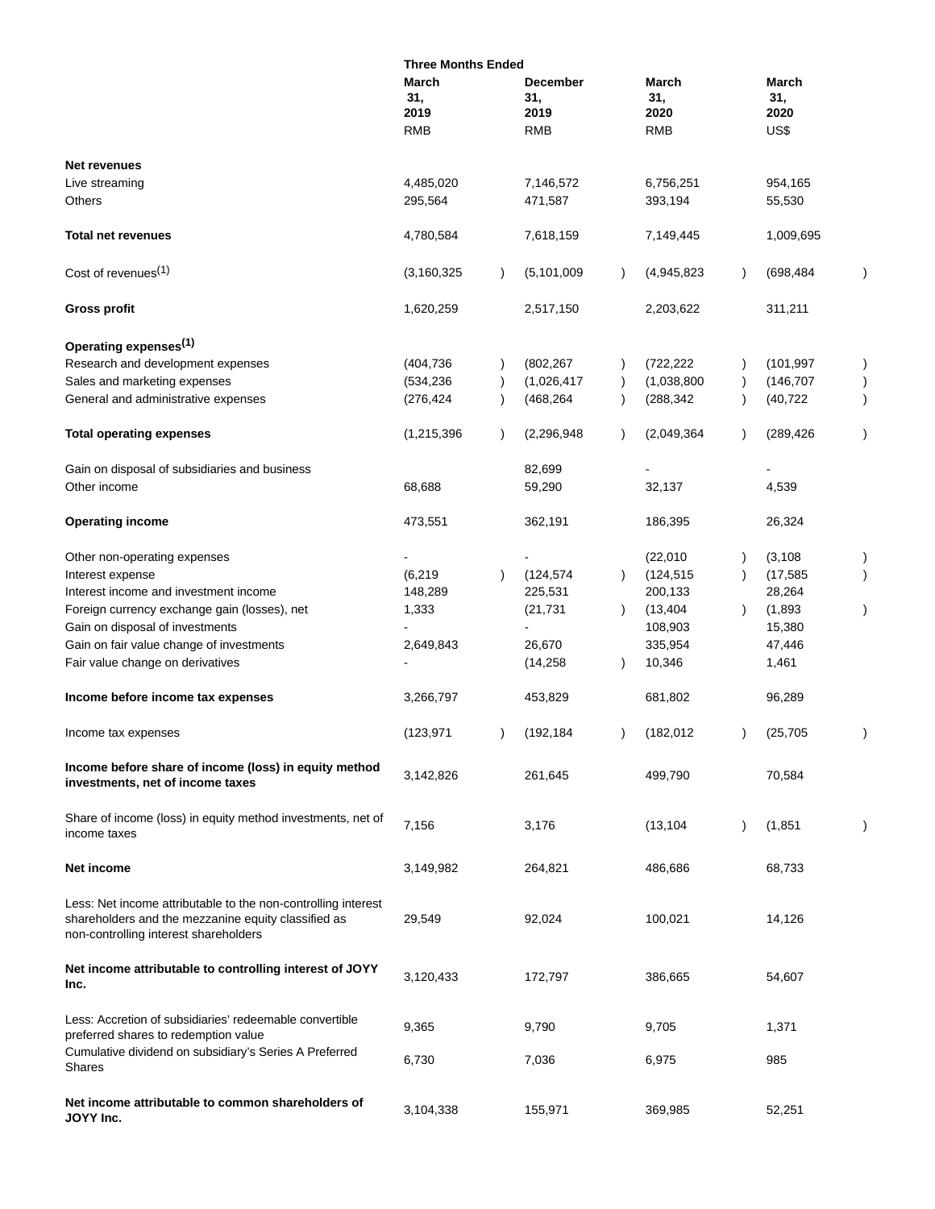| | Three Months Ended | | | |
|---|---|---|---|---|
| | March 31, 2019 | December 31, 2019 | March 31, 2020 | March 31, 2020 |
| | RMB | RMB | RMB | US$ |
| **Net revenues** | | | | |
| Live streaming | 4,485,020 | 7,146,572 | 6,756,251 | 954,165 |
| Others | 295,564 | 471,587 | 393,194 | 55,530 |
| **Total net revenues** | 4,780,584 | 7,618,159 | 7,149,445 | 1,009,695 |
| Cost of revenues[(1)] | (3,160,325) | (5,101,009) | (4,945,823) | (698,484) |
| **Gross profit** | 1,620,259 | 2,517,150 | 2,203,622 | 311,211 |
| **Operating expenses[(1)]** | | | | |
| Research and development expenses | (404,736) | (802,267) | (722,222) | (101,997) |
| Sales and marketing expenses | (534,236) | (1,026,417) | (1,038,800) | (146,707) |
| General and administrative expenses | (276,424) | (468,264) | (288,342) | (40,722) |
| **Total operating expenses** | (1,215,396) | (2,296,948) | (2,049,364) | (289,426) |
| Gain on disposal of subsidiaries and business | | 82,699 | - | - |
| Other income | 68,688 | 59,290 | 32,137 | 4,539 |
| **Operating income** | 473,551 | 362,191 | 186,395 | 26,324 |
| Other non-operating expenses | - | - | (22,010) | (3,108) |
| Interest expense | (6,219) | (124,574) | (124,515) | (17,585) |
| Interest income and investment income | 148,289 | 225,531 | 200,133 | 28,264 |
| Foreign currency exchange gain (losses), net | 1,333 | (21,731) | (13,404) | (1,893) |
| Gain on disposal of investments | - | - | 108,903 | 15,380 |
| Gain on fair value change of investments | 2,649,843 | 26,670 | 335,954 | 47,446 |
| Fair value change on derivatives | - | (14,258) | 10,346 | 1,461 |
| **Income before income tax expenses** | 3,266,797 | 453,829 | 681,802 | 96,289 |
| Income tax expenses | (123,971) | (192,184) | (182,012) | (25,705) |
| **Income before share of income (loss) in equity method investments, net of income taxes** | 3,142,826 | 261,645 | 499,790 | 70,584 |
| Share of income (loss) in equity method investments, net of income taxes | 7,156 | 3,176 | (13,104) | (1,851) |
| **Net income** | 3,149,982 | 264,821 | 486,686 | 68,733 |
| Less: Net income attributable to the non-controlling interest shareholders and the mezzanine equity classified as non-controlling interest shareholders | 29,549 | 92,024 | 100,021 | 14,126 |
| **Net income attributable to controlling interest of JOYY Inc.** | 3,120,433 | 172,797 | 386,665 | 54,607 |
| Less: Accretion of subsidiaries' redeemable convertible preferred shares to redemption value | 9,365 | 9,790 | 9,705 | 1,371 |
| Cumulative dividend on subsidiary's Series A Preferred Shares | 6,730 | 7,036 | 6,975 | 985 |
| **Net income attributable to common shareholders of JOYY Inc.** | 3,104,338 | 155,971 | 369,985 | 52,251 |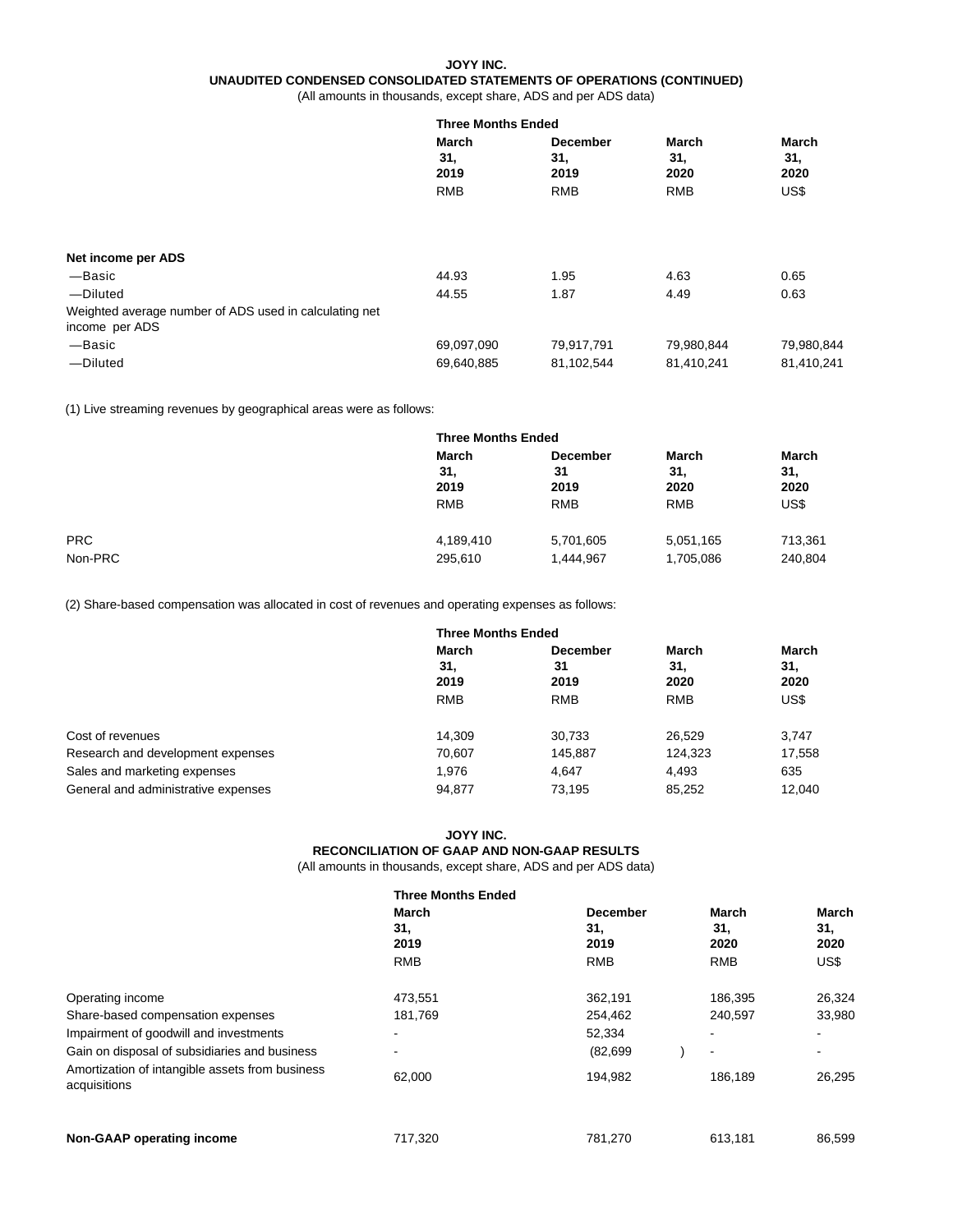**JOYY INC.**
**UNAUDITED CONDENSED CONSOLIDATED STATEMENTS OF OPERATIONS (CONTINUED)**
(All amounts in thousands, except share, ADS and per ADS data)

| | Three Months Ended | | | |
|---|---|---|---|---|
| | March 31, 2019 | December 31, 2019 | March 31, 2020 | March 31, 2020 |
| | RMB | RMB | RMB | US$ |
| **Net income per ADS** | | | | |
| —Basic | 44.93 | 1.95 | 4.63 | 0.65 |
| —Diluted | 44.55 | 1.87 | 4.49 | 0.63 |
| Weighted average number of ADS used in calculating net income per ADS | | | | |
| —Basic | 69,097,090 | 79,917,791 | 79,980,844 | 79,980,844 |
| —Diluted | 69,640,885 | 81,102,544 | 81,410,241 | 81,410,241 |

(1) Live streaming revenues by geographical areas were as follows:

| | Three Months Ended | | | |
|---|---|---|---|---|
| | March 31, 2019 | December 31 2019 | March 31, 2020 | March 31, 2020 |
| | RMB | RMB | RMB | US$ |
| PRC | 4,189,410 | 5,701,605 | 5,051,165 | 713,361 |
| Non-PRC | 295,610 | 1,444,967 | 1,705,086 | 240,804 |

(2) Share-based compensation was allocated in cost of revenues and operating expenses as follows:

| | Three Months Ended | | | |
|---|---|---|---|---|
| | March 31, 2019 | December 31 2019 | March 31, 2020 | March 31, 2020 |
| | RMB | RMB | RMB | US$ |
| Cost of revenues | 14,309 | 30,733 | 26,529 | 3,747 |
| Research and development expenses | 70,607 | 145,887 | 124,323 | 17,558 |
| Sales and marketing expenses | 1,976 | 4,647 | 4,493 | 635 |
| General and administrative expenses | 94,877 | 73,195 | 85,252 | 12,040 |

**JOYY INC.**
**RECONCILIATION OF GAAP AND NON-GAAP RESULTS**
(All amounts in thousands, except share, ADS and per ADS data)

| | Three Months Ended | | | |
|---|---|---|---|---|
| | March 31, 2019 | December 31, 2019 | March 31, 2020 | March 31, 2020 |
| | RMB | RMB | RMB | US$ |
| Operating income | 473,551 | 362,191 | 186,395 | 26,324 |
| Share-based compensation expenses | 181,769 | 254,462 | 240,597 | 33,980 |
| Impairment of goodwill and investments | - | 52,334 | - | - |
| Gain on disposal of subsidiaries and business | - | (82,699) | - | - |
| Amortization of intangible assets from business acquisitions | 62,000 | 194,982 | 186,189 | 26,295 |
| **Non-GAAP operating income** | 717,320 | 781,270 | 613,181 | 86,599 |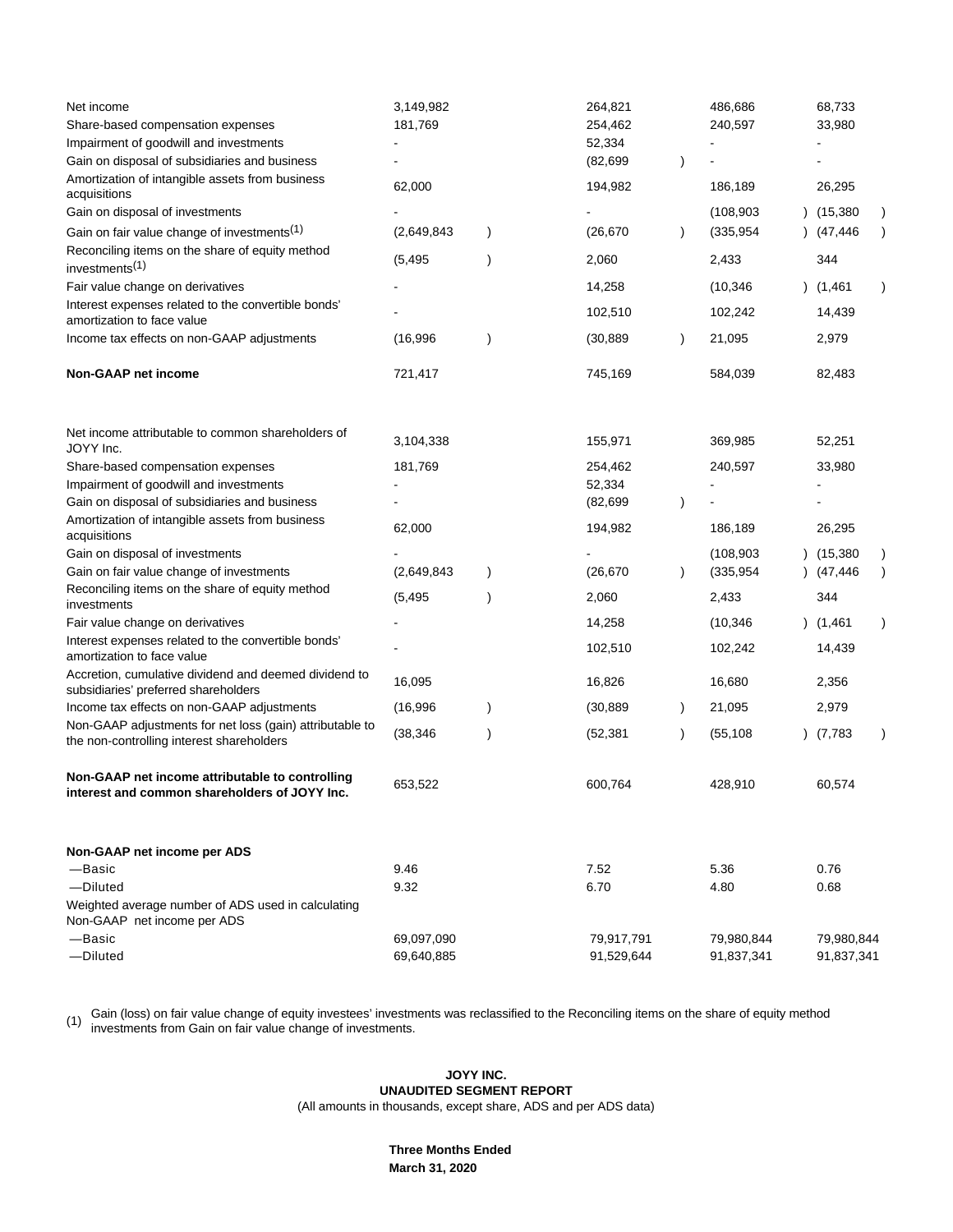| | | | | |
|---|---|---|---|---|
| Net income | 3,149,982 | 264,821 | 486,686 | 68,733 |
| Share-based compensation expenses | 181,769 | 254,462 | 240,597 | 33,980 |
| Impairment of goodwill and investments | - | 52,334 | - | - |
| Gain on disposal of subsidiaries and business | - | (82,699) | - | - |
| Amortization of intangible assets from business acquisitions | 62,000 | 194,982 | 186,189 | 26,295 |
| Gain on disposal of investments | - | - | (108,903) | (15,380) |
| Gain on fair value change of investments[(1)] | (2,649,843) | (26,670) | (335,954) | (47,446) |
| Reconciling items on the share of equity method investments[(1)] | (5,495) | 2,060 | 2,433 | 344 |
| Fair value change on derivatives | - | 14,258 | (10,346) | (1,461) |
| Interest expenses related to the convertible bonds' amortization to face value | - | 102,510 | 102,242 | 14,439 |
| Income tax effects on non-GAAP adjustments | (16,996) | (30,889) | 21,095 | 2,979 |
| **Non-GAAP net income** | 721,417 | 745,169 | 584,039 | 82,483 |
| | | | | |
| Net income attributable to common shareholders of JOYY Inc. | 3,104,338 | 155,971 | 369,985 | 52,251 |
| Share-based compensation expenses | 181,769 | 254,462 | 240,597 | 33,980 |
| Impairment of goodwill and investments | - | 52,334 | - | - |
| Gain on disposal of subsidiaries and business | - | (82,699) | - | - |
| Amortization of intangible assets from business acquisitions | 62,000 | 194,982 | 186,189 | 26,295 |
| Gain on disposal of investments | - | - | (108,903) | (15,380) |
| Gain on fair value change of investments | (2,649,843) | (26,670) | (335,954) | (47,446) |
| Reconciling items on the share of equity method investments | (5,495) | 2,060 | 2,433 | 344 |
| Fair value change on derivatives | - | 14,258 | (10,346) | (1,461) |
| Interest expenses related to the convertible bonds' amortization to face value | - | 102,510 | 102,242 | 14,439 |
| Accretion, cumulative dividend and deemed dividend to subsidiaries' preferred shareholders | 16,095 | 16,826 | 16,680 | 2,356 |
| Income tax effects on non-GAAP adjustments | (16,996) | (30,889) | 21,095 | 2,979 |
| Non-GAAP adjustments for net loss (gain) attributable to the non-controlling interest shareholders | (38,346) | (52,381) | (55,108) | (7,783) |
| **Non-GAAP net income attributable to controlling interest and common shareholders of JOYY Inc.** | 653,522 | 600,764 | 428,910 | 60,574 |
| | | | | |
| **Non-GAAP net income per ADS** | | | | |
| —Basic | 9.46 | 7.52 | 5.36 | 0.76 |
| —Diluted | 9.32 | 6.70 | 4.80 | 0.68 |
| Weighted average number of ADS used in calculating Non-GAAP net income per ADS | | | | |
| —Basic | 69,097,090 | 79,917,791 | 79,980,844 | 79,980,844 |
| —Diluted | 69,640,885 | 91,529,644 | 91,837,341 | 91,837,341 |

(1) Gain (loss) on fair value change of equity investees' investments was reclassified to the Reconciling items on the share of equity method investments from Gain on fair value change of investments.

**JOYY INC.**
**UNAUDITED SEGMENT REPORT**
(All amounts in thousands, except share, ADS and per ADS data)

**Three Months Ended**
**March 31, 2020**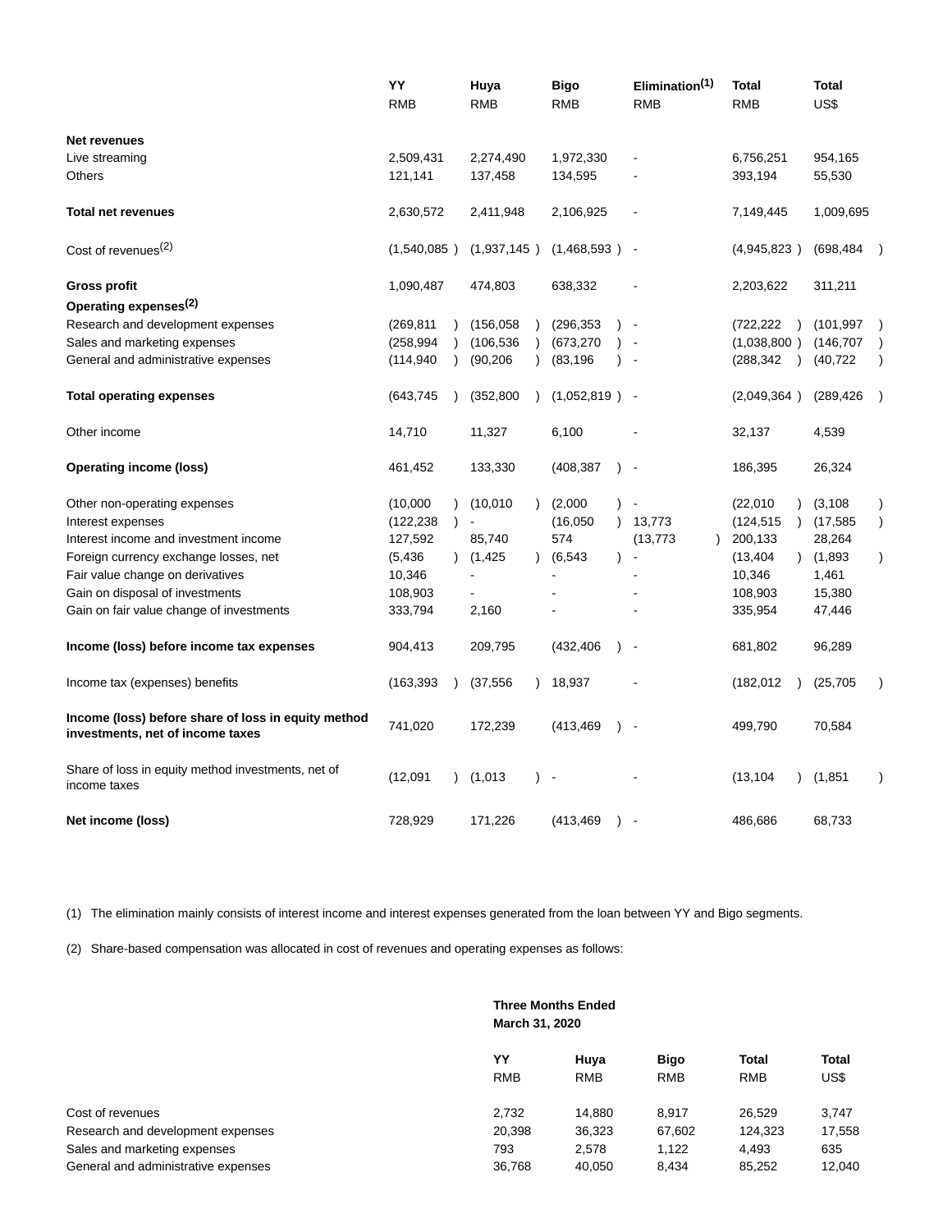| | YY | Huya | Bigo | Elimination[1] | Total | Total |
|---|---|---|---|---|---|---|
| | RMB | RMB | RMB | RMB | RMB | US$ |
| **Net revenues** | | | | | | |
| Live streaming | 2,509,431 | 2,274,490 | 1,972,330 | - | 6,756,251 | 954,165 |
| Others | 121,141 | 137,458 | 134,595 | - | 393,194 | 55,530 |
| **Total net revenues** | 2,630,572 | 2,411,948 | 2,106,925 | - | 7,149,445 | 1,009,695 |
| Cost of revenues[2] | (1,540,085 ) | (1,937,145 ) | (1,468,593 ) | - | (4,945,823 ) | (698,484 ) |
| **Gross profit** | 1,090,487 | 474,803 | 638,332 | - | 2,203,622 | 311,211 |
| **Operating expenses[2]** | | | | | | |
| Research and development expenses | (269,811 ) | (156,058 ) | (296,353 ) | - | (722,222 ) | (101,997 ) |
| Sales and marketing expenses | (258,994 ) | (106,536 ) | (673,270 ) | - | (1,038,800 ) | (146,707 ) |
| General and administrative expenses | (114,940 ) | (90,206 ) | (83,196 ) | - | (288,342 ) | (40,722 ) |
| **Total operating expenses** | (643,745 ) | (352,800 ) | (1,052,819 ) | - | (2,049,364 ) | (289,426 ) |
| Other income | 14,710 | 11,327 | 6,100 | - | 32,137 | 4,539 |
| **Operating income (loss)** | 461,452 | 133,330 | (408,387 ) | - | 186,395 | 26,324 |
| Other non-operating expenses | (10,000 ) | (10,010 ) | (2,000 ) | - | (22,010 ) | (3,108 ) |
| Interest expenses | (122,238 ) | - | (16,050 ) | 13,773 | (124,515 ) | (17,585 ) |
| Interest income and investment income | 127,592 | 85,740 | 574 | (13,773 ) | 200,133 | 28,264 |
| Foreign currency exchange losses, net | (5,436 ) | (1,425 ) | (6,543 ) | - | (13,404 ) | (1,893 ) |
| Fair value change on derivatives | 10,346 | - | - | - | 10,346 | 1,461 |
| Gain on disposal of investments | 108,903 | - | - | - | 108,903 | 15,380 |
| Gain on fair value change of investments | 333,794 | 2,160 | - | - | 335,954 | 47,446 |
| **Income (loss) before income tax expenses** | 904,413 | 209,795 | (432,406 ) | - | 681,802 | 96,289 |
| Income tax (expenses) benefits | (163,393 ) | (37,556 ) | 18,937 | - | (182,012 ) | (25,705 ) |
| **Income (loss) before share of loss in equity method investments, net of income taxes** | 741,020 | 172,239 | (413,469 ) | - | 499,790 | 70,584 |
| Share of loss in equity method investments, net of income taxes | (12,091 ) | (1,013 ) | - | - | (13,104 ) | (1,851 ) |
| **Net income (loss)** | 728,929 | 171,226 | (413,469 ) | - | 486,686 | 68,733 |

(1) The elimination mainly consists of interest income and interest expenses generated from the loan between YY and Bigo segments.

(2) Share-based compensation was allocated in cost of revenues and operating expenses as follows:

| | **Three Months Ended March 31, 2020** | | | | |
|---|---|---|---|---|---|
| | **YY** | **Huya** | **Bigo** | **Total** | **Total** |
| | RMB | RMB | RMB | RMB | US$ |
| Cost of revenues | 2,732 | 14,880 | 8,917 | 26,529 | 3,747 |
| Research and development expenses | 20,398 | 36,323 | 67,602 | 124,323 | 17,558 |
| Sales and marketing expenses | 793 | 2,578 | 1,122 | 4,493 | 635 |
| General and administrative expenses | 36,768 | 40,050 | 8,434 | 85,252 | 12,040 |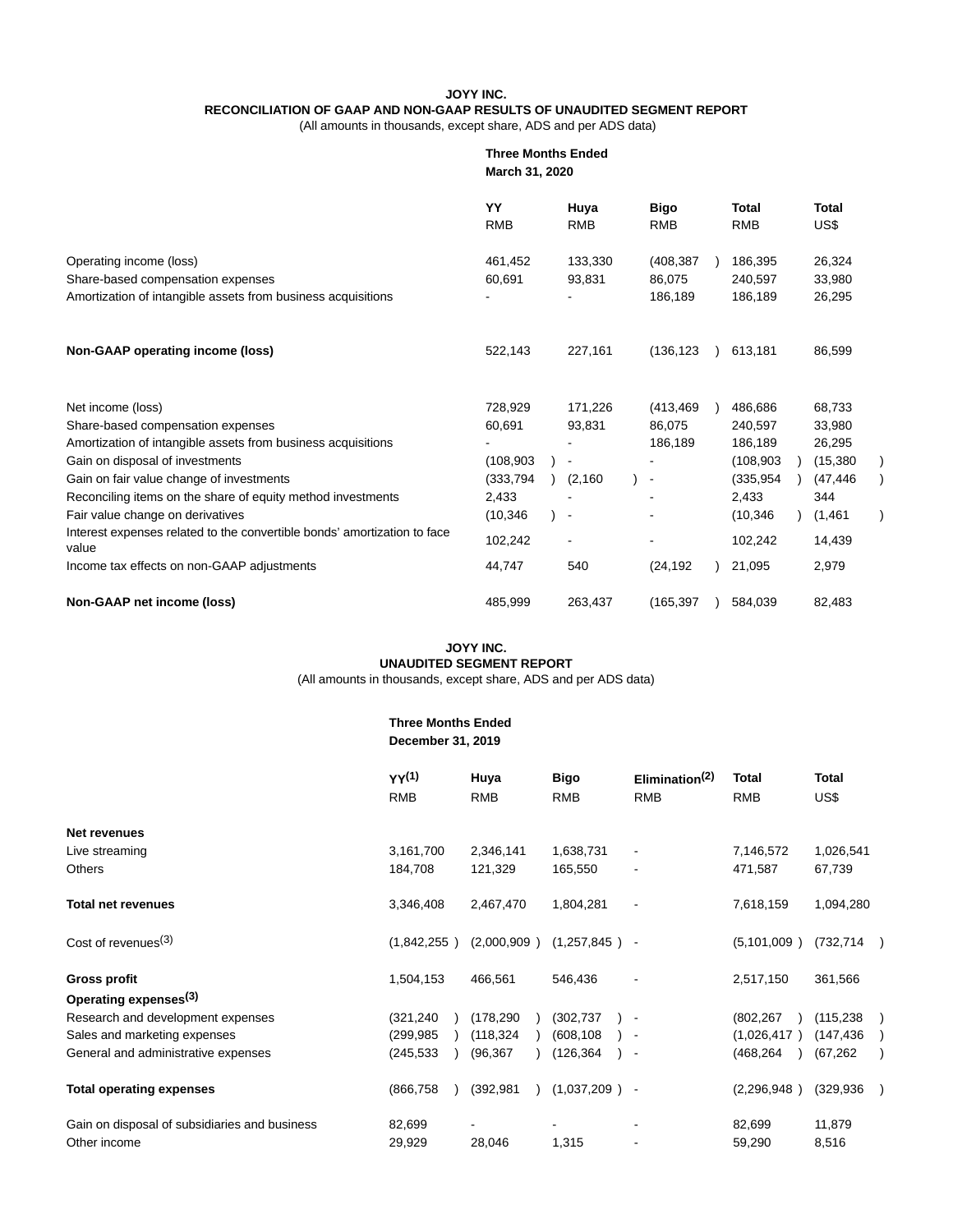**JOYY INC.**
**RECONCILIATION OF GAAP AND NON-GAAP RESULTS OF UNAUDITED SEGMENT REPORT**
(All amounts in thousands, except share, ADS and per ADS data)

| | Three Months Ended March 31, 2020 | | | | |
|---|---|---|---|---|---|
| | **YY** RMB | **Huya** RMB | **Bigo** RMB | **Total** RMB | **Total** US$ |
| Operating income (loss) | 461,452 | 133,330 | (408,387) | 186,395 | 26,324 |
| Share-based compensation expenses | 60,691 | 93,831 | 86,075 | 240,597 | 33,980 |
| Amortization of intangible assets from business acquisitions | - | - | 186,189 | 186,189 | 26,295 |
| **Non-GAAP operating income (loss)** | 522,143 | 227,161 | (136,123) | 613,181 | 86,599 |
| Net income (loss) | 728,929 | 171,226 | (413,469) | 486,686 | 68,733 |
| Share-based compensation expenses | 60,691 | 93,831 | 86,075 | 240,597 | 33,980 |
| Amortization of intangible assets from business acquisitions | - | - | 186,189 | 186,189 | 26,295 |
| Gain on disposal of investments | (108,903) | - | - | (108,903) | (15,380) |
| Gain on fair value change of investments | (333,794) | (2,160) | - | (335,954) | (47,446) |
| Reconciling items on the share of equity method investments | 2,433 | - | - | 2,433 | 344 |
| Fair value change on derivatives | (10,346) | - | - | (10,346) | (1,461) |
| Interest expenses related to the convertible bonds' amortization to face value | 102,242 | - | - | 102,242 | 14,439 |
| Income tax effects on non-GAAP adjustments | 44,747 | 540 | (24,192) | 21,095 | 2,979 |
| **Non-GAAP net income (loss)** | 485,999 | 263,437 | (165,397) | 584,039 | 82,483 |

**JOYY INC.**
**UNAUDITED SEGMENT REPORT**
(All amounts in thousands, except share, ADS and per ADS data)

| | Three Months Ended December 31, 2019 | | | | | |
|---|---|---|---|---|---|---|
| | **YY[1]** RMB | **Huya** RMB | **Bigo** RMB | **Elimination[2]** RMB | **Total** RMB | **Total** US$ |
| **Net revenues** | | | | | | |
| Live streaming | 3,161,700 | 2,346,141 | 1,638,731 | - | 7,146,572 | 1,026,541 |
| Others | 184,708 | 121,329 | 165,550 | - | 471,587 | 67,739 |
| **Total net revenues** | 3,346,408 | 2,467,470 | 1,804,281 | - | 7,618,159 | 1,094,280 |
| Cost of revenues[3] | (1,842,255) | (2,000,909) | (1,257,845) | - | (5,101,009) | (732,714) |
| **Gross profit** | 1,504,153 | 466,561 | 546,436 | - | 2,517,150 | 361,566 |
| **Operating expenses[3]** | | | | | | |
| Research and development expenses | (321,240) | (178,290) | (302,737) | - | (802,267) | (115,238) |
| Sales and marketing expenses | (299,985) | (118,324) | (608,108) | - | (1,026,417) | (147,436) |
| General and administrative expenses | (245,533) | (96,367) | (126,364) | - | (468,264) | (67,262) |
| **Total operating expenses** | (866,758) | (392,981) | (1,037,209) | - | (2,296,948) | (329,936) |
| Gain on disposal of subsidiaries and business | 82,699 | - | - | - | 82,699 | 11,879 |
| Other income | 29,929 | 28,046 | 1,315 | - | 59,290 | 8,516 |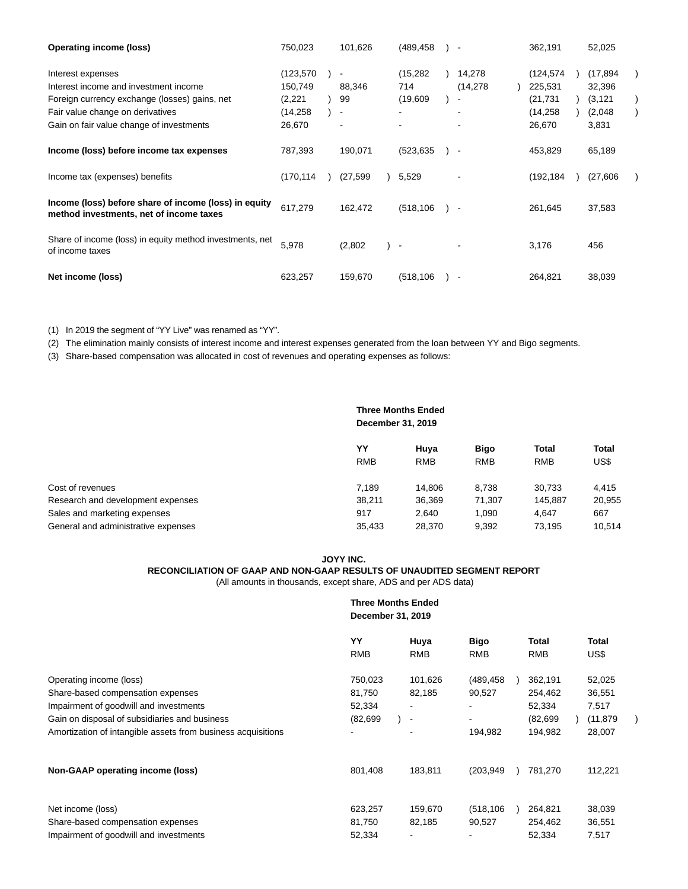| | | | | | | |
|---|---|---|---|---|---|---|
| **Operating income (loss)** | 750,023 | 101,626 | (489,458) | - | 362,191 | 52,025 |
| Interest expenses | (123,570) | - | (15,282) | 14,278 | (124,574) | (17,894) |
| Interest income and investment income | 150,749 | 88,346 | 714 | (14,278) | 225,531 | 32,396 |
| Foreign currency exchange (losses) gains, net | (2,221) | 99 | (19,609) | - | (21,731) | (3,121) |
| Fair value change on derivatives | (14,258) | - | - | - | (14,258) | (2,048) |
| Gain on fair value change of investments | 26,670 | - | - | - | 26,670 | 3,831 |
| **Income (loss) before income tax expenses** | 787,393 | 190,071 | (523,635) | - | 453,829 | 65,189 |
| Income tax (expenses) benefits | (170,114) | (27,599) | 5,529 | - | (192,184) | (27,606) |
| **Income (loss) before share of income (loss) in equity method investments, net of income taxes** | 617,279 | 162,472 | (518,106) | - | 261,645 | 37,583 |
| Share of income (loss) in equity method investments, net of income taxes | 5,978 | (2,802) | - | - | 3,176 | 456 |
| **Net income (loss)** | 623,257 | 159,670 | (518,106) | - | 264,821 | 38,039 |

(1) In 2019 the segment of "YY Live" was renamed as "YY".

(2) The elimination mainly consists of interest income and interest expenses generated from the loan between YY and Bigo segments.

(3) Share-based compensation was allocated in cost of revenues and operating expenses as follows:

| | **Three Months Ended December 31, 2019** | | | | |
|---|---|---|---|---|---|
| | **YY** | **Huya** | **Bigo** | **Total** | **Total** |
| | RMB | RMB | RMB | RMB | US$ |
| Cost of revenues | 7,189 | 14,806 | 8,738 | 30,733 | 4,415 |
| Research and development expenses | 38,211 | 36,369 | 71,307 | 145,887 | 20,955 |
| Sales and marketing expenses | 917 | 2,640 | 1,090 | 4,647 | 667 |
| General and administrative expenses | 35,433 | 28,370 | 9,392 | 73,195 | 10,514 |

**JOYY INC.**

**RECONCILIATION OF GAAP AND NON-GAAP RESULTS OF UNAUDITED SEGMENT REPORT**

(All amounts in thousands, except share, ADS and per ADS data)

| | **Three Months Ended December 31, 2019** | | | | |
|---|---|---|---|---|---|
| | **YY** | **Huya** | **Bigo** | **Total** | **Total** |
| | RMB | RMB | RMB | RMB | US$ |
| Operating income (loss) | 750,023 | 101,626 | (489,458) | 362,191 | 52,025 |
| Share-based compensation expenses | 81,750 | 82,185 | 90,527 | 254,462 | 36,551 |
| Impairment of goodwill and investments | 52,334 | - | - | 52,334 | 7,517 |
| Gain on disposal of subsidiaries and business | (82,699) | - | - | (82,699) | (11,879) |
| Amortization of intangible assets from business acquisitions | - | - | 194,982 | 194,982 | 28,007 |
| **Non-GAAP operating income (loss)** | 801,408 | 183,811 | (203,949) | 781,270 | 112,221 |
| Net income (loss) | 623,257 | 159,670 | (518,106) | 264,821 | 38,039 |
| Share-based compensation expenses | 81,750 | 82,185 | 90,527 | 254,462 | 36,551 |
| Impairment of goodwill and investments | 52,334 | - | - | 52,334 | 7,517 |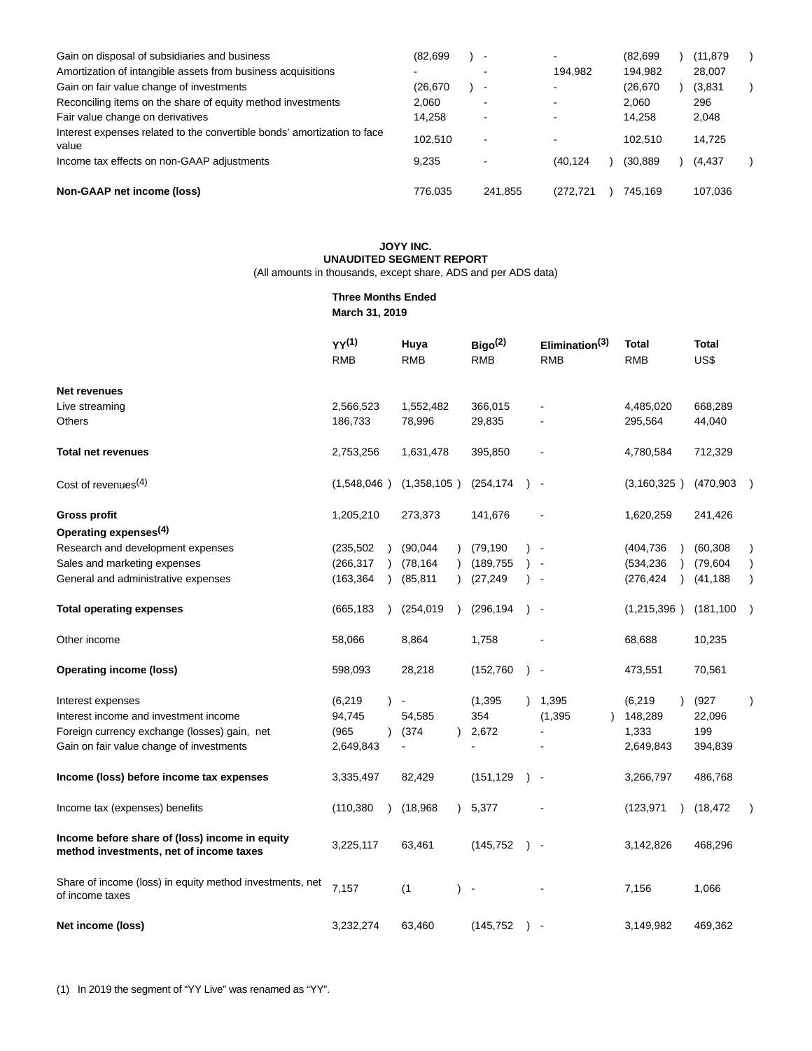| | | | | | |
|---|---|---|---|---|---|
| Gain on disposal of subsidiaries and business | (82,699) | - | - | (82,699) | (11,879) |
| Amortization of intangible assets from business acquisitions | - | - | 194,982 | 194,982 | 28,007 |
| Gain on fair value change of investments | (26,670) | - | - | (26,670) | (3,831) |
| Reconciling items on the share of equity method investments | 2,060 | - | - | 2,060 | 296 |
| Fair value change on derivatives | 14,258 | - | - | 14,258 | 2,048 |
| Interest expenses related to the convertible bonds' amortization to face value | 102,510 | - | - | 102,510 | 14,725 |
| Income tax effects on non-GAAP adjustments | 9,235 | - | (40,124) | (30,889) | (4,437) |
| **Non-GAAP net income (loss)** | 776,035 | 241,855 | (272,721) | 745,169 | 107,036 |

**JOYY INC.**
**UNAUDITED SEGMENT REPORT**
(All amounts in thousands, except share, ADS and per ADS data)

| | Three Months Ended March 31, 2019 | | | | | |
|---|---|---|---|---|---|---|
| | YY[1] RMB | Huya RMB | Bigo[2] RMB | Elimination[3] RMB | Total RMB | Total US$ |
| **Net revenues** | | | | | | |
| Live streaming | 2,566,523 | 1,552,482 | 366,015 | - | 4,485,020 | 668,289 |
| Others | 186,733 | 78,996 | 29,835 | - | 295,564 | 44,040 |
| **Total net revenues** | 2,753,256 | 1,631,478 | 395,850 | - | 4,780,584 | 712,329 |
| Cost of revenues[4] | (1,548,046) | (1,358,105) | (254,174) | - | (3,160,325) | (470,903) |
| **Gross profit** | 1,205,210 | 273,373 | 141,676 | - | 1,620,259 | 241,426 |
| **Operating expenses[4]** | | | | | | |
| Research and development expenses | (235,502) | (90,044) | (79,190) | - | (404,736) | (60,308) |
| Sales and marketing expenses | (266,317) | (78,164) | (189,755) | - | (534,236) | (79,604) |
| General and administrative expenses | (163,364) | (85,811) | (27,249) | - | (276,424) | (41,188) |
| **Total operating expenses** | (665,183) | (254,019) | (296,194) | - | (1,215,396) | (181,100) |
| Other income | 58,066 | 8,864 | 1,758 | - | 68,688 | 10,235 |
| **Operating income (loss)** | 598,093 | 28,218 | (152,760) | - | 473,551 | 70,561 |
| Interest expenses | (6,219) | - | (1,395) | 1,395 | (6,219) | (927) |
| Interest income and investment income | 94,745 | 54,585 | 354 | (1,395) | 148,289 | 22,096 |
| Foreign currency exchange (losses) gain, net | (965) | (374) | 2,672 | - | 1,333 | 199 |
| Gain on fair value change of investments | 2,649,843 | - | - | - | 2,649,843 | 394,839 |
| **Income (loss) before income tax expenses** | 3,335,497 | 82,429 | (151,129) | - | 3,266,797 | 486,768 |
| Income tax (expenses) benefits | (110,380) | (18,968) | 5,377 | - | (123,971) | (18,472) |
| **Income before share of (loss) income in equity method investments, net of income taxes** | 3,225,117 | 63,461 | (145,752) | - | 3,142,826 | 468,296 |
| Share of income (loss) in equity method investments, net of income taxes | 7,157 | (1) | - | - | 7,156 | 1,066 |
| **Net income (loss)** | 3,232,274 | 63,460 | (145,752) | - | 3,149,982 | 469,362 |

(1) In 2019 the segment of "YY Live" was renamed as "YY".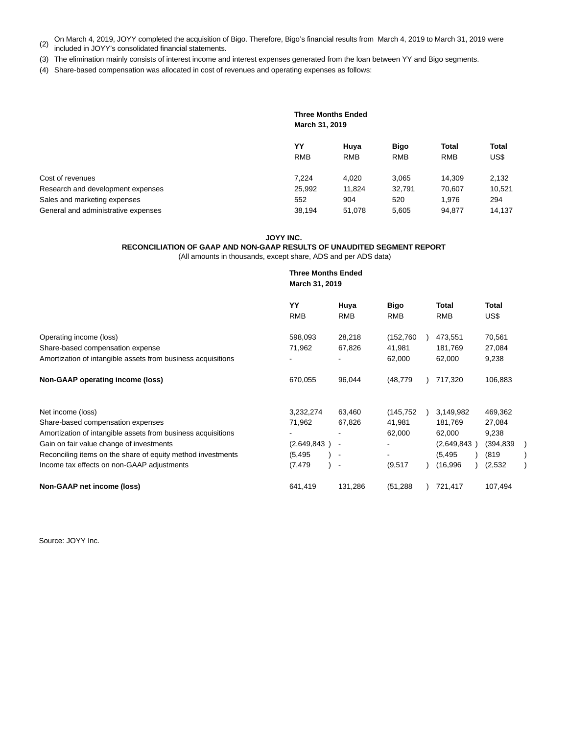(2) On March 4, 2019, JOYY completed the acquisition of Bigo. Therefore, Bigo's financial results from March 4, 2019 to March 31, 2019 were included in JOYY's consolidated financial statements.

(3) The elimination mainly consists of interest income and interest expenses generated from the loan between YY and Bigo segments.

(4) Share-based compensation was allocated in cost of revenues and operating expenses as follows:

| | Three Months Ended March 31, 2019 | | | | |
|---|---|---|---|---|---|
| | YY | Huya | Bigo | Total | Total |
| | RMB | RMB | RMB | RMB | US$ |
| Cost of revenues | 7,224 | 4,020 | 3,065 | 14,309 | 2,132 |
| Research and development expenses | 25,992 | 11,824 | 32,791 | 70,607 | 10,521 |
| Sales and marketing expenses | 552 | 904 | 520 | 1,976 | 294 |
| General and administrative expenses | 38,194 | 51,078 | 5,605 | 94,877 | 14,137 |

**JOYY INC.**

**RECONCILIATION OF GAAP AND NON-GAAP RESULTS OF UNAUDITED SEGMENT REPORT**

(All amounts in thousands, except share, ADS and per ADS data)

| | Three Months Ended March 31, 2019 | | | | |
|---|---|---|---|---|---|
| | YY | Huya | Bigo | Total | Total |
| | RMB | RMB | RMB | RMB | US$ |
| Operating income (loss) | 598,093 | 28,218 | (152,760) | 473,551 | 70,561 |
| Share-based compensation expense | 71,962 | 67,826 | 41,981 | 181,769 | 27,084 |
| Amortization of intangible assets from business acquisitions | - | - | 62,000 | 62,000 | 9,238 |
| **Non-GAAP operating income (loss)** | 670,055 | 96,044 | (48,779) | 717,320 | 106,883 |
| | | | | | |
| Net income (loss) | 3,232,274 | 63,460 | (145,752) | 3,149,982 | 469,362 |
| Share-based compensation expenses | 71,962 | 67,826 | 41,981 | 181,769 | 27,084 |
| Amortization of intangible assets from business acquisitions | - | - | 62,000 | 62,000 | 9,238 |
| Gain on fair value change of investments | (2,649,843) | - | - | (2,649,843) | (394,839) |
| Reconciling items on the share of equity method investments | (5,495) | - | - | (5,495) | (819) |
| Income tax effects on non-GAAP adjustments | (7,479) | - | (9,517) | (16,996) | (2,532) |
| **Non-GAAP net income (loss)** | 641,419 | 131,286 | (51,288) | 721,417 | 107,494 |

Source: JOYY Inc.